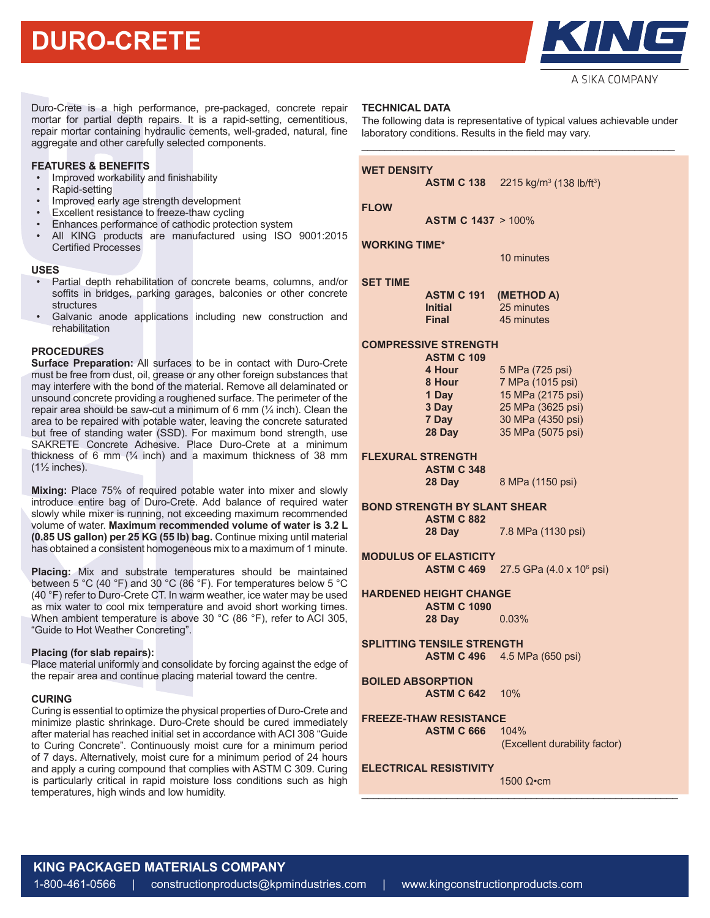# DURO-CRETE

KING
A SIKA COMPANY

Duro-Crete is a high performance, pre-packaged, concrete repair mortar for partial depth repairs. It is a rapid-setting, cementitious, repair mortar containing hydraulic cements, well-graded, natural, fine aggregate and other carefully selected components.

## FEATURES & BENEFITS

- Improved workability and finishability
- Rapid-setting
- Improved early age strength development
- Excellent resistance to freeze-thaw cycling
- Enhances performance of cathodic protection system
- All KING products are manufactured using ISO 9001:2015 Certified Processes

## USES

- Partial depth rehabilitation of concrete beams, columns, and/or soffits in bridges, parking garages, balconies or other concrete structures
- Galvanic anode applications including new construction and rehabilitation

## PROCEDURES

**Surface Preparation:** All surfaces to be in contact with Duro-Crete must be free from dust, oil, grease or any other foreign substances that may interfere with the bond of the material. Remove all delaminated or unsound concrete providing a roughened surface. The perimeter of the repair area should be saw-cut a minimum of 6 mm (¼ inch). Clean the area to be repaired with potable water, leaving the concrete saturated but free of standing water (SSD). For maximum bond strength, use SAKRETE Concrete Adhesive. Place Duro-Crete at a minimum thickness of 6 mm (¼ inch) and a maximum thickness of 38 mm (1½ inches).

**Mixing:** Place 75% of required potable water into mixer and slowly introduce entire bag of Duro-Crete. Add balance of required water slowly while mixer is running, not exceeding maximum recommended volume of water. **Maximum recommended volume of water is 3.2 L (0.85 US gallon) per 25 KG (55 lb) bag.** Continue mixing until material has obtained a consistent homogeneous mix to a maximum of 1 minute.

**Placing:** Mix and substrate temperatures should be maintained between 5 °C (40 °F) and 30 °C (86 °F). For temperatures below 5 °C (40 °F) refer to Duro-Crete CT. In warm weather, ice water may be used as mix water to cool mix temperature and avoid short working times. When ambient temperature is above 30 °C (86 °F), refer to ACI 305, "Guide to Hot Weather Concreting".

**Placing (for slab repairs):**
Place material uniformly and consolidate by forcing against the edge of the repair area and continue placing material toward the centre.

## CURING

Curing is essential to optimize the physical properties of Duro-Crete and minimize plastic shrinkage. Duro-Crete should be cured immediately after material has reached initial set in accordance with ACI 308 "Guide to Curing Concrete". Continuously moist cure for a minimum period of 7 days. Alternatively, moist cure for a minimum period of 24 hours and apply a curing compound that complies with ASTM C 309. Curing is particularly critical in rapid moisture loss conditions such as high temperatures, high winds and low humidity.

## TECHNICAL DATA

The following data is representative of typical values achievable under laboratory conditions. Results in the field may vary.

**WET DENSITY**
**ASTM C 138** 2215 kg/m³ (138 lb/ft³)

**FLOW**
**ASTM C 1437** > 100%

**WORKING TIME***
10 minutes

**SET TIME**
**ASTM C 191** **(METHOD A)**
**Initial** 25 minutes
**Final** 45 minutes

**COMPRESSIVE STRENGTH**
**ASTM C 109**

| | |
|---|---|
| **4 Hour** | 5 MPa (725 psi) |
| **8 Hour** | 7 MPa (1015 psi) |
| **1 Day** | 15 MPa (2175 psi) |
| **3 Day** | 25 MPa (3625 psi) |
| **7 Day** | 30 MPa (4350 psi) |
| **28 Day** | 35 MPa (5075 psi) |

**FLEXURAL STRENGTH**
**ASTM C 348**
**28 Day** 8 MPa (1150 psi)

**BOND STRENGTH BY SLANT SHEAR**
**ASTM C 882**
**28 Day** 7.8 MPa (1130 psi)

**MODULUS OF ELASTICITY**
**ASTM C 469** 27.5 GPa (4.0 x $10^6$ psi)

**HARDENED HEIGHT CHANGE**
**ASTM C 1090**
**28 Day** 0.03%

**SPLITTING TENSILE STRENGTH**
**ASTM C 496** 4.5 MPa (650 psi)

**BOILED ABSORPTION**
**ASTM C 642** 10%

**FREEZE-THAW RESISTANCE**
**ASTM C 666** 104%
(Excellent durability factor)

**ELECTRICAL RESISTIVITY**
1500 Ω•cm

**KING PACKAGED MATERIALS COMPANY**
1-800-461-0566 | constructionproducts@kpmindustries.com | www.kingconstructionproducts.com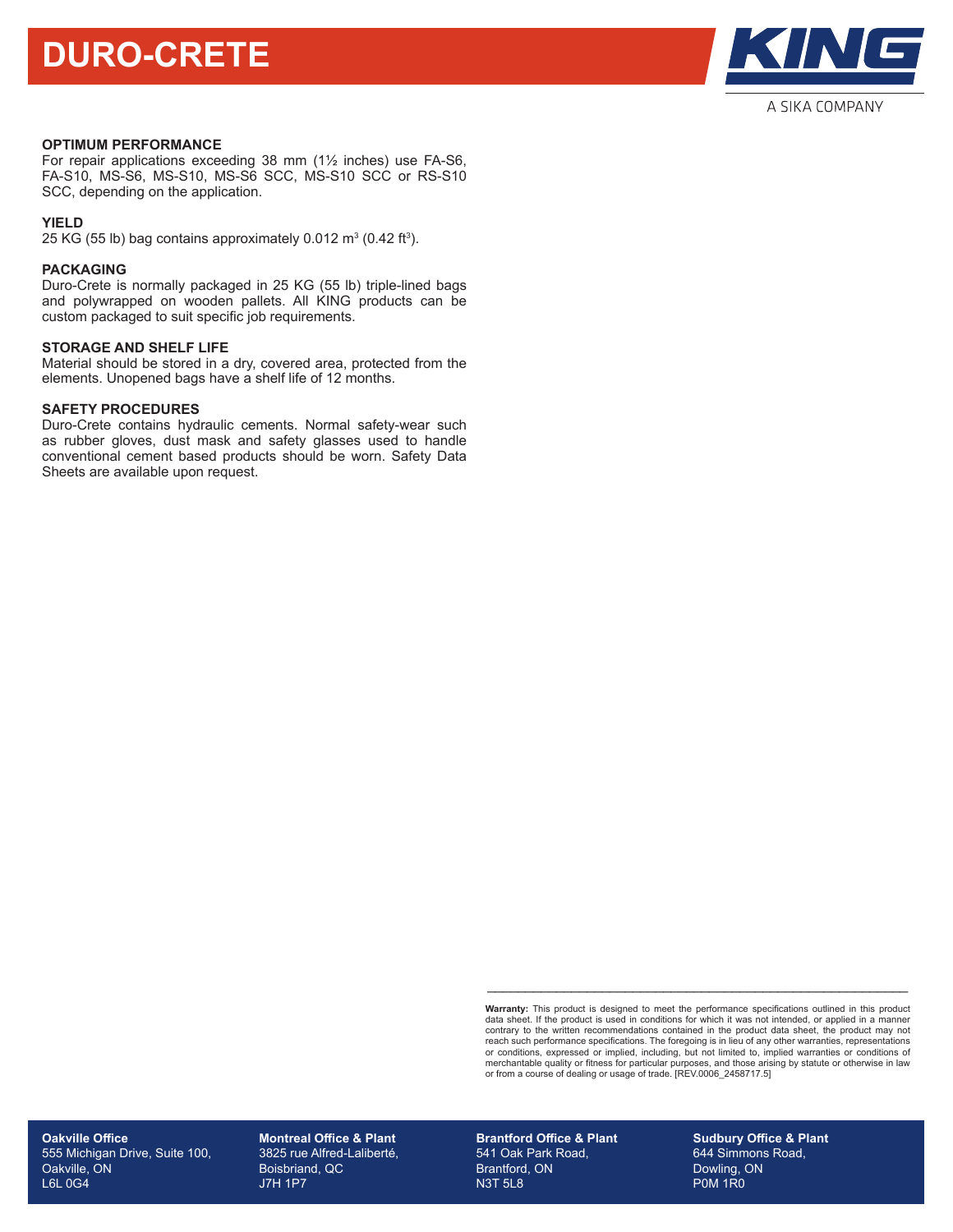# DURO-CRETE

KING
A SIKA COMPANY

### OPTIMUM PERFORMANCE

For repair applications exceeding 38 mm (1½ inches) use FA-S6, FA-S10, MS-S6, MS-S10, MS-S6 SCC, MS-S10 SCC or RS-S10 SCC, depending on the application.

### YIELD

25 KG (55 lb) bag contains approximately 0.012 $m^3$ (0.42 $ft^3$).

### PACKAGING

Duro-Crete is normally packaged in 25 KG (55 lb) triple-lined bags and polywrapped on wooden pallets. All KING products can be custom packaged to suit specific job requirements.

### STORAGE AND SHELF LIFE

Material should be stored in a dry, covered area, protected from the elements. Unopened bags have a shelf life of 12 months.

### SAFETY PROCEDURES

Duro-Crete contains hydraulic cements. Normal safety-wear such as rubber gloves, dust mask and safety glasses used to handle conventional cement based products should be worn. Safety Data Sheets are available upon request.

---

**Warranty:** This product is designed to meet the performance specifications outlined in this product data sheet. If the product is used in conditions for which it was not intended, or applied in a manner contrary to the written recommendations contained in the product data sheet, the product may not reach such performance specifications. The foregoing is in lieu of any other warranties, representations or conditions, expressed or implied, including, but not limited to, implied warranties or conditions of merchantable quality or fitness for particular purposes, and those arising by statute or otherwise in law or from a course of dealing or usage of trade. [REV.0006_2458717.5]

**Oakville Office**
555 Michigan Drive, Suite 100,
Oakville, ON
L6L 0G4

**Montreal Office & Plant**
3825 rue Alfred-Laliberté,
Boisbriand, QC
J7H 1P7

**Brantford Office & Plant**
541 Oak Park Road,
Brantford, ON
N3T 5L8

**Sudbury Office & Plant**
644 Simmons Road,
Dowling, ON
P0M 1R0